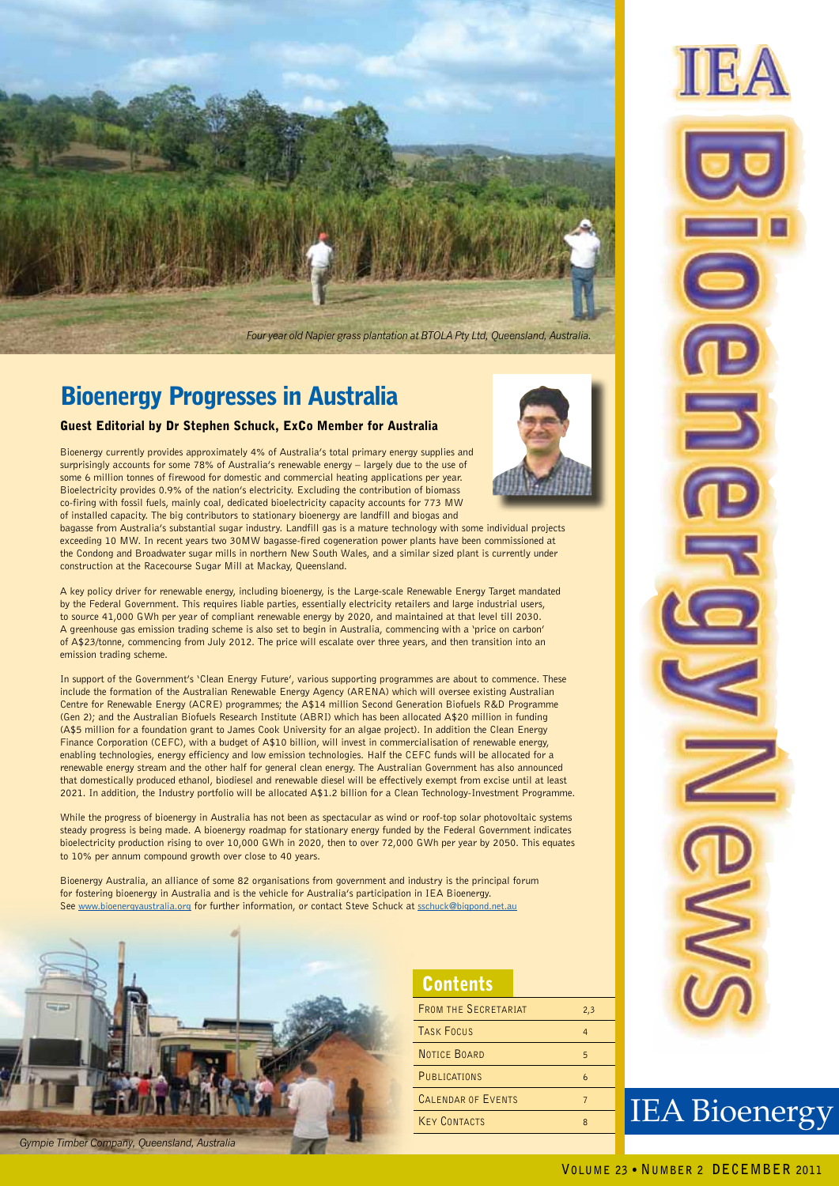*Four year old Napier grass plantation at BTOLA Pty Ltd, Queensland, Australia.*

# Bioenergy Progresses in Australia

### Guest Editorial by Dr Stephen Schuck, ExCo Member for Australia

Bioenergy currently provides approximately 4% of Australia's total primary energy supplies and surprisingly accounts for some 78% of Australia's renewable energy – largely due to the use of some 6 million tonnes of firewood for domestic and commercial heating applications per year. Bioelectricity provides 0.9% of the nation's electricity. Excluding the contribution of biomass co-firing with fossil fuels, mainly coal, dedicated bioelectricity capacity accounts for 773 MW of installed capacity. The big contributors to stationary bioenergy are landfill and biogas and bagasse from Australia's substantial sugar industry. Landfill gas is a mature technology with some individual projects exceeding 10 MW. In recent years two 30MW bagasse-fired cogeneration power plants have been commissioned at the Condong and Broadwater sugar mills in northern New South Wales, and a similar sized plant is currently under construction at the Racecourse Sugar Mill at Mackay, Queensland.

A key policy driver for renewable energy, including bioenergy, is the Large-scale Renewable Energy Target mandated by the Federal Government. This requires liable parties, essentially electricity retailers and large industrial users, to source 41,000 GWh per year of compliant renewable energy by 2020, and maintained at that level till 2030. A greenhouse gas emission trading scheme is also set to begin in Australia, commencing with a 'price on carbon' of A$23/tonne, commencing from July 2012. The price will escalate over three years, and then transition into an emission trading scheme.

In support of the Government's 'Clean Energy Future', various supporting programmes are about to commence. These include the formation of the Australian Renewable Energy Agency (ARENA) which will oversee existing Australian Centre for Renewable Energy (ACRE) programmes; the A$14 million Second Generation Biofuels R&D Programme (Gen 2); and the Australian Biofuels Research Institute (ABRI) which has been allocated A$20 million in funding (A$5 million for a foundation grant to James Cook University for an algae project). In addition the Clean Energy Finance Corporation (CEFC), with a budget of A$10 billion, will invest in commercialisation of renewable energy, enabling technologies, energy efficiency and low emission technologies. Half the CEFC funds will be allocated for a renewable energy stream and the other half for general clean energy. The Australian Government has also announced that domestically produced ethanol, biodiesel and renewable diesel will be effectively exempt from excise until at least 2021. In addition, the Industry portfolio will be allocated A$1.2 billion for a Clean Technology-Investment Programme.

While the progress of bioenergy in Australia has not been as spectacular as wind or roof-top solar photovoltaic systems steady progress is being made. A bioenergy roadmap for stationary energy funded by the Federal Government indicates bioelectricity production rising to over 10,000 GWh in 2020, then to over 72,000 GWh per year by 2050. This equates to 10% per annum compound growth over close to 40 years.

Bioenergy Australia, an alliance of some 82 organisations from government and industry is the principal forum for fostering bioenergy in Australia and is the vehicle for Australia's participation in IEA Bioenergy. See www.bioenergyaustralia.org for further information, or contact Steve Schuck at sschuck@bigpond.net.au

*Gympie Timber Company, Queensland, Australia*

## Contents

| | |
|---|---|
| From the Secretariat | 2,3 |
| Task Focus | 4 |
| Notice Board | 5 |
| Publications | 6 |
| Calendar of Events | 7 |
| Key Contacts | 8 |

IEA Bioenergy News

IEA Bioenergy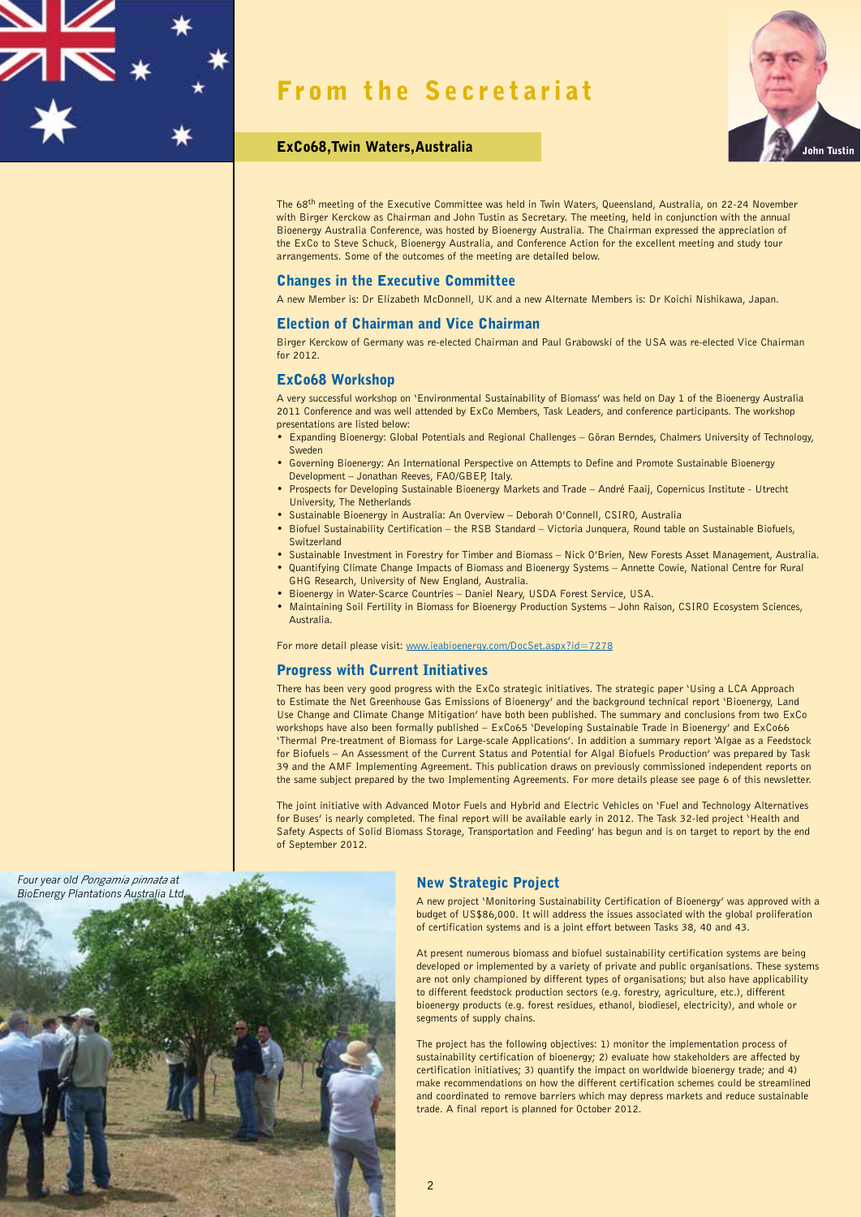# From the Secretariat

## ExCo68, Twin Waters, Australia

John Tustin

The 68th meeting of the Executive Committee was held in Twin Waters, Queensland, Australia, on 22-24 November with Birger Kerckow as Chairman and John Tustin as Secretary. The meeting, held in conjunction with the annual Bioenergy Australia Conference, was hosted by Bioenergy Australia. The Chairman expressed the appreciation of the ExCo to Steve Schuck, Bioenergy Australia, and Conference Action for the excellent meeting and study tour arrangements. Some of the outcomes of the meeting are detailed below.

### Changes in the Executive Committee

A new Member is: Dr Elizabeth McDonnell, UK and a new Alternate Members is: Dr Koichi Nishikawa, Japan.

### Election of Chairman and Vice Chairman

Birger Kerckow of Germany was re-elected Chairman and Paul Grabowski of the USA was re-elected Vice Chairman for 2012.

### ExCo68 Workshop

A very successful workshop on 'Environmental Sustainability of Biomass' was held on Day 1 of the Bioenergy Australia 2011 Conference and was well attended by ExCo Members, Task Leaders, and conference participants. The workshop presentations are listed below:

- Expanding Bioenergy: Global Potentials and Regional Challenges – Göran Berndes, Chalmers University of Technology, Sweden
- Governing Bioenergy: An International Perspective on Attempts to Define and Promote Sustainable Bioenergy Development – Jonathan Reeves, FAO/GBEP, Italy.
- Prospects for Developing Sustainable Bioenergy Markets and Trade – André Faaij, Copernicus Institute - Utrecht University, The Netherlands
- Sustainable Bioenergy in Australia: An Overview – Deborah O'Connell, CSIRO, Australia
- Biofuel Sustainability Certification – the RSB Standard – Victoria Junquera, Round table on Sustainable Biofuels, Switzerland
- Sustainable Investment in Forestry for Timber and Biomass – Nick O'Brien, New Forests Asset Management, Australia.
- Quantifying Climate Change Impacts of Biomass and Bioenergy Systems – Annette Cowie, National Centre for Rural GHG Research, University of New England, Australia.
- Bioenergy in Water-Scarce Countries – Daniel Neary, USDA Forest Service, USA.
- Maintaining Soil Fertility in Biomass for Bioenergy Production Systems – John Raison, CSIRO Ecosystem Sciences, Australia.

For more detail please visit: www.ieabioenergy.com/DocSet.aspx?id=7278

### Progress with Current Initiatives

There has been very good progress with the ExCo strategic initiatives. The strategic paper 'Using a LCA Approach to Estimate the Net Greenhouse Gas Emissions of Bioenergy' and the background technical report 'Bioenergy, Land Use Change and Climate Change Mitigation' have both been published. The summary and conclusions from two ExCo workshops have also been formally published – ExCo65 'Developing Sustainable Trade in Bioenergy' and ExCo66 'Thermal Pre-treatment of Biomass for Large-scale Applications'. In addition a summary report 'Algae as a Feedstock for Biofuels – An Assessment of the Current Status and Potential for Algal Biofuels Production' was prepared by Task 39 and the AMF Implementing Agreement. This publication draws on previously commissioned independent reports on the same subject prepared by the two Implementing Agreements. For more details please see page 6 of this newsletter.

The joint initiative with Advanced Motor Fuels and Hybrid and Electric Vehicles on 'Fuel and Technology Alternatives for Buses' is nearly completed. The final report will be available early in 2012. The Task 32-led project 'Health and Safety Aspects of Solid Biomass Storage, Transportation and Feeding' has begun and is on target to report by the end of September 2012.

*Four year old Pongamia pinnata at BioEnergy Plantations Australia Ltd.*

### New Strategic Project

A new project 'Monitoring Sustainability Certification of Bioenergy' was approved with a budget of US$86,000. It will address the issues associated with the global proliferation of certification systems and is a joint effort between Tasks 38, 40 and 43.

At present numerous biomass and biofuel sustainability certification systems are being developed or implemented by a variety of private and public organisations. These systems are not only championed by different types of organisations; but also have applicability to different feedstock production sectors (e.g. forestry, agriculture, etc.), different bioenergy products (e.g. forest residues, ethanol, biodiesel, electricity), and whole or segments of supply chains.

The project has the following objectives: 1) monitor the implementation process of sustainability certification of bioenergy; 2) evaluate how stakeholders are affected by certification initiatives; 3) quantify the impact on worldwide bioenergy trade; and 4) make recommendations on how the different certification schemes could be streamlined and coordinated to remove barriers which may depress markets and reduce sustainable trade. A final report is planned for October 2012.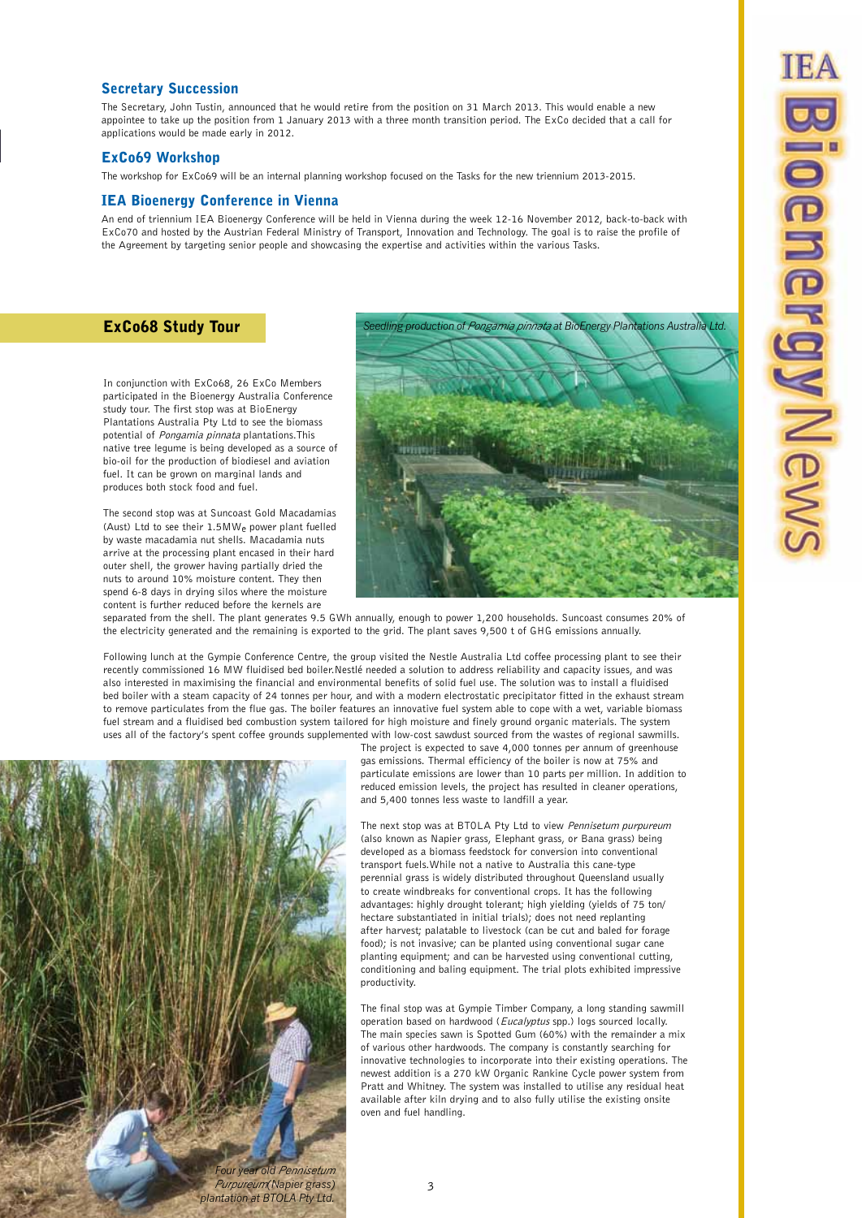## Secretary Succession

The Secretary, John Tustin, announced that he would retire from the position on 31 March 2013. This would enable a new appointee to take up the position from 1 January 2013 with a three month transition period. The ExCo decided that a call for applications would be made early in 2012.

## ExCo69 Workshop

The workshop for ExCo69 will be an internal planning workshop focused on the Tasks for the new triennium 2013-2015.

## IEA Bioenergy Conference in Vienna

An end of triennium IEA Bioenergy Conference will be held in Vienna during the week 12-16 November 2012, back-to-back with ExCo70 and hosted by the Austrian Federal Ministry of Transport, Innovation and Technology. The goal is to raise the profile of the Agreement by targeting senior people and showcasing the expertise and activities within the various Tasks.

## ExCo68 Study Tour

In conjunction with ExCo68, 26 ExCo Members participated in the Bioenergy Australia Conference study tour. The first stop was at BioEnergy Plantations Australia Pty Ltd to see the biomass potential of *Pongamia pinnata* plantations. This native tree legume is being developed as a source of bio-oil for the production of biodiesel and aviation fuel. It can be grown on marginal lands and produces both stock food and fuel.

*Seedling production of Pongamia pinnata at BioEnergy Plantations Australia Ltd.*

The second stop was at Suncoast Gold Macadamias (Aust) Ltd to see their 1.5MW$_e$ power plant fuelled by waste macadamia nut shells. Macadamia nuts arrive at the processing plant encased in their hard outer shell, the grower having partially dried the nuts to around 10% moisture content. They then spend 6-8 days in drying silos where the moisture content is further reduced before the kernels are separated from the shell. The plant generates 9.5 GWh annually, enough to power 1,200 households. Suncoast consumes 20% of the electricity generated and the remaining is exported to the grid. The plant saves 9,500 t of GHG emissions annually.

Following lunch at the Gympie Conference Centre, the group visited the Nestle Australia Ltd coffee processing plant to see their recently commissioned 16 MW fluidised bed boiler. Nestlé needed a solution to address reliability and capacity issues, and was also interested in maximising the financial and environmental benefits of solid fuel use. The solution was to install a fluidised bed boiler with a steam capacity of 24 tonnes per hour, and with a modern electrostatic precipitator fitted in the exhaust stream to remove particulates from the flue gas. The boiler features an innovative fuel system able to cope with a wet, variable biomass fuel stream and a fluidised bed combustion system tailored for high moisture and finely ground organic materials. The system uses all of the factory's spent coffee grounds supplemented with low-cost sawdust sourced from the wastes of regional sawmills. The project is expected to save 4,000 tonnes per annum of greenhouse gas emissions. Thermal efficiency of the boiler is now at 75% and particulate emissions are lower than 10 parts per million. In addition to reduced emission levels, the project has resulted in cleaner operations, and 5,400 tonnes less waste to landfill a year.

The next stop was at BTOLA Pty Ltd to view *Pennisetum purpureum* (also known as Napier grass, Elephant grass, or Bana grass) being developed as a biomass feedstock for conversion into conventional transport fuels. While not a native to Australia this cane-type perennial grass is widely distributed throughout Queensland usually to create windbreaks for conventional crops. It has the following advantages: highly drought tolerant; high yielding (yields of 75 ton/hectare substantiated in initial trials); does not need replanting after harvest; palatable to livestock (can be cut and baled for forage food); is not invasive; can be planted using conventional sugar cane planting equipment; and can be harvested using conventional cutting, conditioning and baling equipment. The trial plots exhibited impressive productivity.

The final stop was at Gympie Timber Company, a long standing sawmill operation based on hardwood (*Eucalyptus* spp.) logs sourced locally. The main species sawn is Spotted Gum (60%) with the remainder a mix of various other hardwoods. The company is constantly searching for innovative technologies to incorporate into their existing operations. The newest addition is a 270 kW Organic Rankine Cycle power system from Pratt and Whitney. The system was installed to utilise any residual heat available after kiln drying and to also fully utilise the existing onsite oven and fuel handling.

*Four year old Pennisetum Purpureum (Napier grass) plantation at BTOLA Pty Ltd.*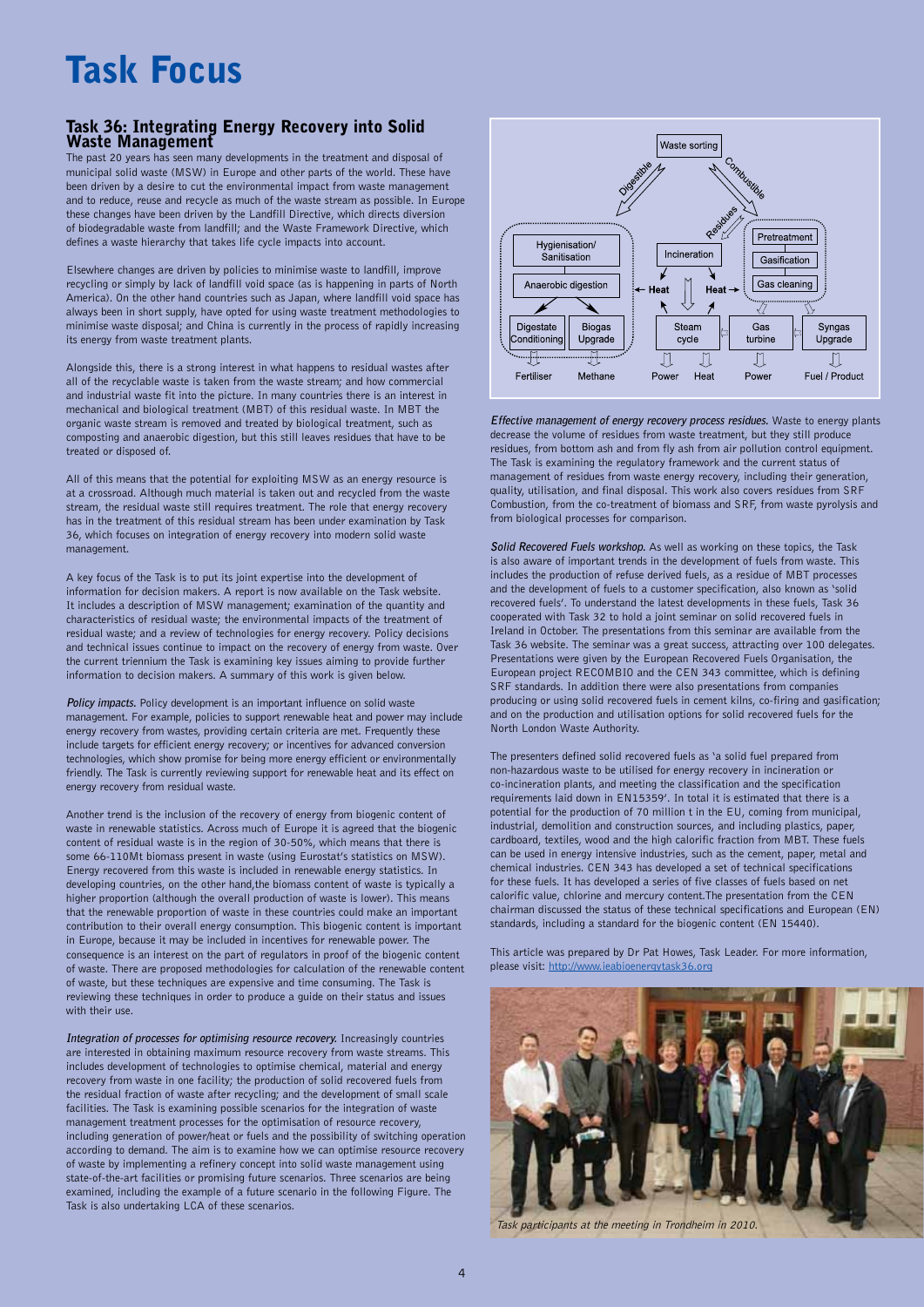# Task Focus

## Task 36: Integrating Energy Recovery into Solid Waste Management

The past 20 years has seen many developments in the treatment and disposal of municipal solid waste (MSW) in Europe and other parts of the world. These have been driven by a desire to cut the environmental impact from waste management and to reduce, reuse and recycle as much of the waste stream as possible. In Europe these changes have been driven by the Landfill Directive, which directs diversion of biodegradable waste from landfill; and the Waste Framework Directive, which defines a waste hierarchy that takes life cycle impacts into account.

Elsewhere changes are driven by policies to minimise waste to landfill, improve recycling or simply by lack of landfill void space (as is happening in parts of North America). On the other hand countries such as Japan, where landfill void space has always been in short supply, have opted for using waste treatment methodologies to minimise waste disposal; and China is currently in the process of rapidly increasing its energy from waste treatment plants.

Alongside this, there is a strong interest in what happens to residual wastes after all of the recyclable waste is taken from the waste stream; and how commercial and industrial waste fit into the picture. In many countries there is an interest in mechanical and biological treatment (MBT) of this residual waste. In MBT the organic waste stream is removed and treated by biological treatment, such as composting and anaerobic digestion, but this still leaves residues that have to be treated or disposed of.

All of this means that the potential for exploiting MSW as an energy resource is at a crossroad. Although much material is taken out and recycled from the waste stream, the residual waste still requires treatment. The role that energy recovery has in the treatment of this residual stream has been under examination by Task 36, which focuses on integration of energy recovery into modern solid waste management.

A key focus of the Task is to put its joint expertise into the development of information for decision makers. A report is now available on the Task website. It includes a description of MSW management; examination of the quantity and characteristics of residual waste; the environmental impacts of the treatment of residual waste; and a review of technologies for energy recovery. Policy decisions and technical issues continue to impact on the recovery of energy from waste. Over the current triennium the Task is examining key issues aiming to provide further information to decision makers. A summary of this work is given below.

***Policy impacts.*** Policy development is an important influence on solid waste management. For example, policies to support renewable heat and power may include energy recovery from wastes, providing certain criteria are met. Frequently these include targets for efficient energy recovery; or incentives for advanced conversion technologies, which show promise for being more energy efficient or environmentally friendly. The Task is currently reviewing support for renewable heat and its effect on energy recovery from residual waste.

Another trend is the inclusion of the recovery of energy from biogenic content of waste in renewable statistics. Across much of Europe it is agreed that the biogenic content of residual waste is in the region of 30-50%, which means that there is some 66-110Mt biomass present in waste (using Eurostat's statistics on MSW). Energy recovered from this waste is included in renewable energy statistics. In developing countries, on the other hand,the biomass content of waste is typically a higher proportion (although the overall production of waste is lower). This means that the renewable proportion of waste in these countries could make an important contribution to their overall energy consumption. This biogenic content is important in Europe, because it may be included in incentives for renewable power. The consequence is an interest on the part of regulators in proof of the biogenic content of waste. There are proposed methodologies for calculation of the renewable content of waste, but these techniques are expensive and time consuming. The Task is reviewing these techniques in order to produce a guide on their status and issues with their use.

***Integration of processes for optimising resource recovery.*** Increasingly countries are interested in obtaining maximum resource recovery from waste streams. This includes development of technologies to optimise chemical, material and energy recovery from waste in one facility; the production of solid recovered fuels from the residual fraction of waste after recycling; and the development of small scale facilities. The Task is examining possible scenarios for the integration of waste management treatment processes for the optimisation of resource recovery, including generation of power/heat or fuels and the possibility of switching operation according to demand. The aim is to examine how we can optimise resource recovery of waste by implementing a refinery concept into solid waste management using state-of-the-art facilities or promising future scenarios. Three scenarios are being examined, including the example of a future scenario in the following Figure. The Task is also undertaking LCA of these scenarios.

***Effective management of energy recovery process residues.*** Waste to energy plants decrease the volume of residues from waste treatment, but they still produce residues, from bottom ash and from fly ash from air pollution control equipment. The Task is examining the regulatory framework and the current status of management of residues from waste energy recovery, including their generation, quality, utilisation, and final disposal. This work also covers residues from SRF Combustion, from the co-treatment of biomass and SRF, from waste pyrolysis and from biological processes for comparison.

***Solid Recovered Fuels workshop.*** As well as working on these topics, the Task is also aware of important trends in the development of fuels from waste. This includes the production of refuse derived fuels, as a residue of MBT processes and the development of fuels to a customer specification, also known as 'solid recovered fuels'. To understand the latest developments in these fuels, Task 36 cooperated with Task 32 to hold a joint seminar on solid recovered fuels in Ireland in October. The presentations from this seminar are available from the Task 36 website. The seminar was a great success, attracting over 100 delegates. Presentations were given by the European Recovered Fuels Organisation, the European project RECOMBIO and the CEN 343 committee, which is defining SRF standards. In addition there were also presentations from companies producing or using solid recovered fuels in cement kilns, co-firing and gasification; and on the production and utilisation options for solid recovered fuels for the North London Waste Authority.

The presenters defined solid recovered fuels as 'a solid fuel prepared from non-hazardous waste to be utilised for energy recovery in incineration or co-incineration plants, and meeting the classification and the specification requirements laid down in EN15359'. In total it is estimated that there is a potential for the production of 70 million t in the EU, coming from municipal, industrial, demolition and construction sources, and including plastics, paper, cardboard, textiles, wood and the high calorific fraction from MBT. These fuels can be used in energy intensive industries, such as the cement, paper, metal and chemical industries. CEN 343 has developed a set of technical specifications for these fuels. It has developed a series of five classes of fuels based on net calorific value, chlorine and mercury content.The presentation from the CEN chairman discussed the status of these technical specifications and European (EN) standards, including a standard for the biogenic content (EN 15440).

This article was prepared by Dr Pat Howes, Task Leader. For more information, please visit: http://www.ieabioenergytask36.org

*Task participants at the meeting in Trondheim in 2010.*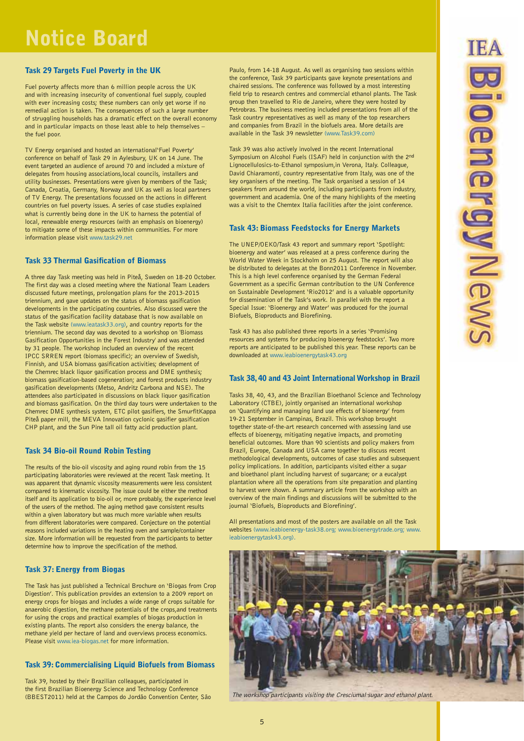# Notice Board

## Task 29 Targets Fuel Poverty in the UK

Fuel poverty affects more than 6 million people across the UK and with increasing insecurity of conventional fuel supply, coupled with ever increasing costs; these numbers can only get worse if no remedial action is taken. The consequences of such a large number of struggling households has a dramatic effect on the overall economy and in particular impacts on those least able to help themselves – the fuel poor.

TV Energy organised and hosted an international'Fuel Poverty' conference on behalf of Task 29 in Aylesbury, UK on 14 June. The event targeted an audience of around 70 and included a mixture of delegates from housing associations,local councils, installers and utility businesses. Presentations were given by members of the Task; Canada, Croatia, Germany, Norway and UK as well as local partners of TV Energy. The presentations focussed on the actions in different countries on fuel poverty issues. A series of case studies explained what is currently being done in the UK to harness the potential of local, renewable energy resources (with an emphasis on bioenergy) to mitigate some of these impacts within communities. For more information please visit www.task29.net

## Task 33 Thermal Gasification of Biomass

A three day Task meeting was held in Piteå, Sweden on 18-20 October. The first day was a closed meeting where the National Team Leaders discussed future meetings, prolongation plans for the 2013-2015 triennium, and gave updates on the status of biomass gasification developments in the participating countries. Also discussed were the status of the gasification facility database that is now available on the Task website (www.ieatask33.org), and country reports for the triennium. The second day was devoted to a workshop on 'Biomass Gasification Opportunities in the Forest Industry' and was attended by 31 people. The workshop included an overview of the recent IPCC SRREN report (biomass specific); an overview of Swedish, Finnish, and USA biomass gasification activities; development of the Chemrec black liquor gasification process and DME synthesis; biomass gasification-based cogeneration; and forest products industry gasification developments (Metso, Andritz Carbona and NSE). The attendees also participated in discussions on black liquor gasification and biomass gasification. On the third day tours were undertaken to the Chemrec DME synthesis system, ETC pilot gasifiers, the SmurfitKappa Piteå paper mill, the MEVA Innovation cyclonic gasifier gasification CHP plant, and the Sun Pine tall oil fatty acid production plant.

## Task 34 Bio-oil Round Robin Testing

The results of the bio-oil viscosity and aging round robin from the 15 participating laboratories were reviewed at the recent Task meeting. It was apparent that dynamic viscosity measurements were less consistent compared to kinematic viscosity. The issue could be either the method itself and its application to bio-oil or, more probably, the experience level of the users of the method. The aging method gave consistent results within a given laboratory but was much more variable when results from different laboratories were compared. Conjecture on the potential reasons included variations in the heating oven and sample/container size. More information will be requested from the participants to better determine how to improve the specification of the method.

## Task 37: Energy from Biogas

The Task has just published a Technical Brochure on 'Biogas from Crop Digestion'. This publication provides an extension to a 2009 report on energy crops for biogas and includes a wide range of crops suitable for anaerobic digestion, the methane potentials of the crops,and treatments for using the crops and practical examples of biogas production in existing plants. The report also considers the energy balance, the methane yield per hectare of land and overviews process economics. Please visit www.iea-biogas.net for more information.

## Task 39: Commercialising Liquid Biofuels from Biomass

Task 39, hosted by their Brazilian colleagues, participated in the first Brazilian Bioenergy Science and Technology Conference (BBEST2011) held at the Campos do Jordão Convention Center, São Paulo, from 14-18 August. As well as organising two sessions within the conference, Task 39 participants gave keynote presentations and chaired sessions. The conference was followed by a most interesting field trip to research centres and commercial ethanol plants. The Task group then travelled to Rio de Janeiro, where they were hosted by Petrobras. The business meeting included presentations from all of the Task country representatives as well as many of the top researchers and companies from Brazil in the biofuels area. More details are available in the Task 39 newsletter (www.Task39.com)

Task 39 was also actively involved in the recent International Symposium on Alcohol Fuels (ISAF) held in conjunction with the 2nd Lignocellulosics-to-Ethanol symposium,in Verona, Italy. Colleague, David Chiaramonti, country representative from Italy, was one of the key organisers of the meeting. The Task organised a session of 14 speakers from around the world, including participants from industry, government and academia. One of the many highlights of the meeting was a visit to the Chemtex Italia facilities after the joint conference.

## Task 43: Biomass Feedstocks for Energy Markets

The UNEP/OEKO/Task 43 report and summary report 'Spotlight: bioenergy and water' was released at a press conference during the World Water Week in Stockholm on 25 August. The report will also be distributed to delegates at the Bonn2011 Conference in November. This is a high level conference organised by the German Federal Government as a specific German contribution to the UN Conference on Sustainable Development 'Rio2012' and is a valuable opportunity for dissemination of the Task's work. In parallel with the report a Special Issue: 'Bioenergy and Water' was produced for the journal Biofuels, Bioproducts and Biorefining.

Task 43 has also published three reports in a series 'Promising resources and systems for producing bioenergy feedstocks'. Two more reports are anticipated to be published this year. These reports can be downloaded at www.ieabioenergytask43.org

## Task 38, 40 and 43 Joint International Workshop in Brazil

Tasks 38, 40, 43, and the Brazilian Bioethanol Science and Technology Laboratory (CTBE), jointly organised an international workshop on 'Quantifying and managing land use effects of bioenergy' from 19-21 September in Campinas, Brazil. This workshop brought together state-of-the-art research concerned with assessing land use effects of bioenergy, mitigating negative impacts, and promoting beneficial outcomes. More than 90 scientists and policy makers from Brazil, Europe, Canada and USA came together to discuss recent methodological developments, outcomes of case studies and subsequent policy implications. In addition, participants visited either a sugar and bioethanol plant including harvest of sugarcane; or a eucalypt plantation where all the operations from site preparation and planting to harvest were shown. A summary article from the workshop with an overview of the main findings and discussions will be submitted to the journal 'Biofuels, Bioproducts and Biorefining'.

All presentations and most of the posters are available on all the Task websites (www.ieabioenergy-task38.org; www.bioenergytrade.org; www.ieabioenergytask43.org).

*The workshop participants visiting the Cresciumal sugar and ethanol plant.*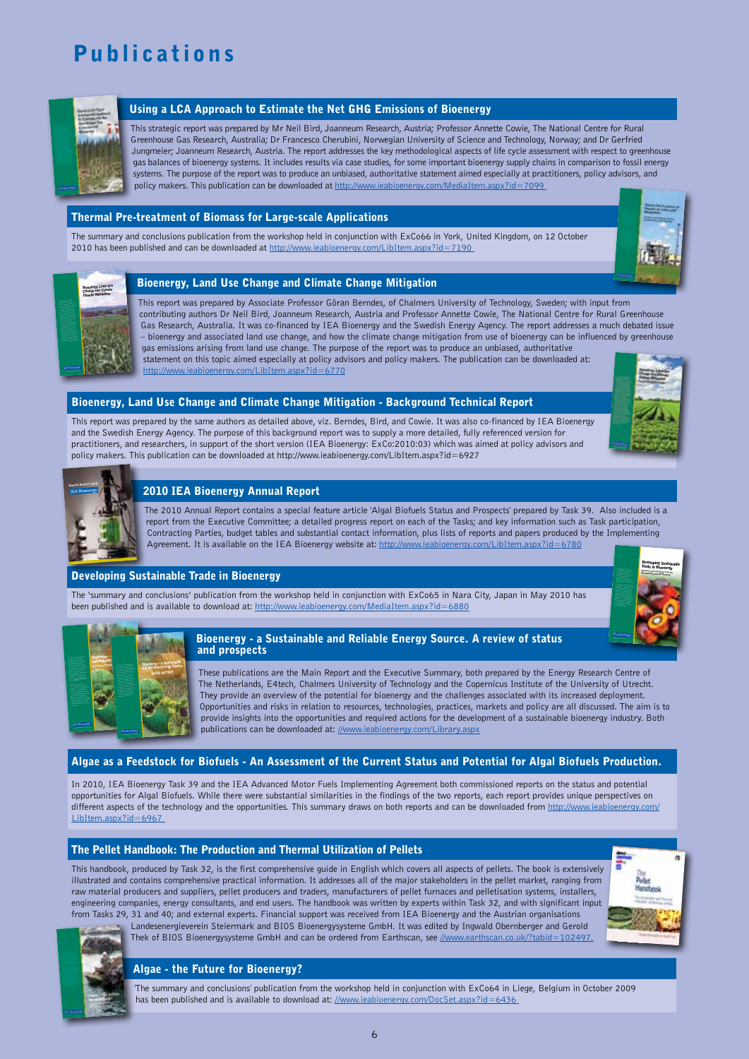# Publications

## Using a LCA Approach to Estimate the Net GHG Emissions of Bioenergy

This strategic report was prepared by Mr Neil Bird, Joanneum Research, Austria; Professor Annette Cowie, The National Centre for Rural Greenhouse Gas Research, Australia; Dr Francesco Cherubini, Norwegian University of Science and Technology, Norway; and Dr Gerfried Jungmeier; Joanneum Research, Austria. The report addresses the key methodological aspects of life cycle assessment with respect to greenhouse gas balances of bioenergy systems. It includes results via case studies, for some important bioenergy supply chains in comparison to fossil energy systems. The purpose of the report was to produce an unbiased, authoritative statement aimed especially at practitioners, policy advisors, and policy makers. This publication can be downloaded at http://www.ieabioenergy.com/MediaItem.aspx?id=7099

## Thermal Pre-treatment of Biomass for Large-scale Applications

The summary and conclusions publication from the workshop held in conjunction with ExCo66 in York, United Kingdom, on 12 October 2010 has been published and can be downloaded at http://www.ieabioenergy.com/LibItem.aspx?id=7190

## Bioenergy, Land Use Change and Climate Change Mitigation

This report was prepared by Associate Professor Göran Berndes, of Chalmers University of Technology, Sweden; with input from contributing authors Dr Neil Bird, Joanneum Research, Austria and Professor Annette Cowie, The National Centre for Rural Greenhouse Gas Research, Australia. It was co-financed by IEA Bioenergy and the Swedish Energy Agency. The report addresses a much debated issue – bioenergy and associated land use change, and how the climate change mitigation from use of bioenergy can be influenced by greenhouse gas emissions arising from land use change. The purpose of the report was to produce an unbiased, authoritative statement on this topic aimed especially at policy advisors and policy makers. The publication can be downloaded at: http://www.ieabioenergy.com/LibItem.aspx?id=6770

## Bioenergy, Land Use Change and Climate Change Mitigation - Background Technical Report

This report was prepared by the same authors as detailed above, viz. Berndes, Bird, and Cowie. It was also co-financed by IEA Bioenergy and the Swedish Energy Agency. The purpose of this background report was to supply a more detailed, fully referenced version for practitioners, and researchers, in support of the short version (IEA Bioenergy: ExCo:2010:03) which was aimed at policy advisors and policy makers. This publication can be downloaded at http://www.ieabioenergy.com/LibItem.aspx?id=6927

## 2010 IEA Bioenergy Annual Report

The 2010 Annual Report contains a special feature article 'Algal Biofuels Status and Prospects' prepared by Task 39. Also included is a report from the Executive Committee; a detailed progress report on each of the Tasks; and key information such as Task participation, Contracting Parties, budget tables and substantial contact information, plus lists of reports and papers produced by the Implementing Agreement. It is available on the IEA Bioenergy website at: http://www.ieabioenergy.com/LibItem.aspx?id=6780

## Developing Sustainable Trade in Bioenergy

The 'summary and conclusions' publication from the workshop held in conjunction with ExCo65 in Nara City, Japan in May 2010 has been published and is available to download at: http://www.ieabioenergy.com/MediaItem.aspx?id=6880

## Bioenergy - a Sustainable and Reliable Energy Source. A review of status and prospects

These publications are the Main Report and the Executive Summary, both prepared by the Energy Research Centre of The Netherlands, E4tech, Chalmers University of Technology and the Copernicus Institute of the University of Utrecht. They provide an overview of the potential for bioenergy and the challenges associated with its increased deployment. Opportunities and risks in relation to resources, technologies, practices, markets and policy are all discussed. The aim is to provide insights into the opportunities and required actions for the development of a sustainable bioenergy industry. Both publications can be downloaded at: //www.ieabioenergy.com/Library.aspx

## Algae as a Feedstock for Biofuels - An Assessment of the Current Status and Potential for Algal Biofuels Production.

In 2010, IEA Bioenergy Task 39 and the IEA Advanced Motor Fuels Implementing Agreement both commissioned reports on the status and potential opportunities for Algal Biofuels. While there were substantial similarities in the findings of the two reports, each report provides unique perspectives on different aspects of the technology and the opportunities. This summary draws on both reports and can be downloaded from http://www.ieabioenergy.com/LibItem.aspx?id=6967

## The Pellet Handbook: The Production and Thermal Utilization of Pellets

This handbook, produced by Task 32, is the first comprehensive guide in English which covers all aspects of pellets. The book is extensively illustrated and contains comprehensive practical information. It addresses all of the major stakeholders in the pellet market, ranging from raw material producers and suppliers, pellet producers and traders, manufacturers of pellet furnaces and pelletisation systems, installers, engineering companies, energy consultants, and end users. The handbook was written by experts within Task 32, and with significant input from Tasks 29, 31 and 40; and external experts. Financial support was received from IEA Bioenergy and the Austrian organisations Landesenergieverein Steiermark and BIOS Bioenergysysteme GmbH. It was edited by Ingwald Obernberger and Gerold Thek of BIOS Bioenergysysteme GmbH and can be ordered from Earthscan, see //www.earthscan.co.uk/?tabid=102497.

## Algae - the Future for Bioenergy?

The summary and conclusions' publication from the workshop held in conjunction with ExCo64 in Liege, Belgium in October 2009 has been published and is available to download at: //www.ieabioenergy.com/DocSet.aspx?id=6436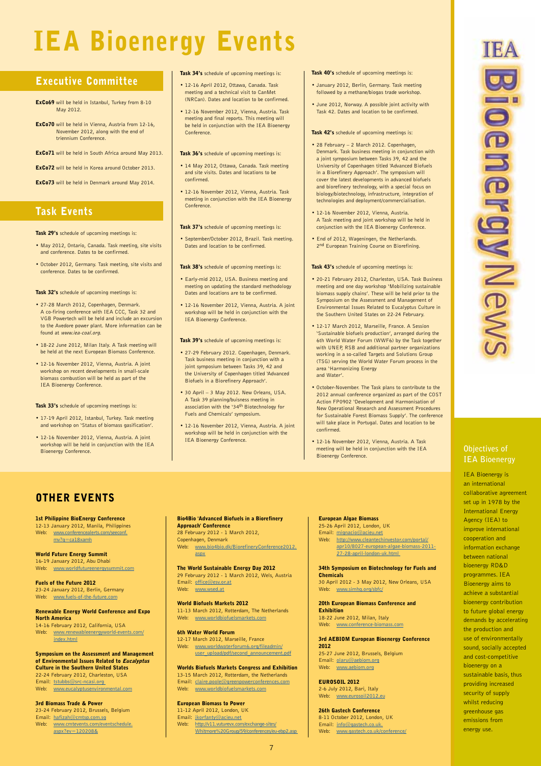# IEA Bioenergy Events

## Executive Committee

**ExCo69** will be held in Istanbul, Turkey from 8-10 May 2012.

**ExCo70** will be held in Vienna, Austria from 12-16, November 2012, along with the end of triennium Conference.

**ExCo71** will be held in South Africa around May 2013.

**ExCo72** will be held in Korea around October 2013.

**ExCo73** will be held in Denmark around May 2014.

## Task Events

**Task 29's** schedule of upcoming meetings is:

- May 2012, Ontario, Canada. Task meeting, site visits and conference. Dates to be confirmed.
- October 2012, Germany. Task meeting, site visits and conference. Dates to be confirmed.

**Task 32's** schedule of upcoming meetings is:

- 27-28 March 2012, Copenhagen, Denmark. A co-firing conference with IEA CCC, Task 32 and VGB Powertech will be held and include an excursion to the Avedore power plant. More information can be found at *www.iea-coal.org*.
- 18-22 June 2012, Milan Italy. A Task meeting will be held at the next European Biomass Conference.
- 12-16 November 2012, Vienna, Austria. A joint workshop on recent developments in small-scale biomass combustion will be held as part of the IEA Bioenergy Conference.

**Task 33's** schedule of upcoming meetings is:

- 17-19 April 2012, Istanbul, Turkey. Task meeting and workshop on 'Status of biomass gasification'.
- 12-16 November 2012, Vienna, Austria. A joint workshop will be held in conjunction with the IEA Bioenergy Conference.

**Task 34's** schedule of upcoming meetings is:

- 12-16 April 2012, Ottawa, Canada. Task meeting and a technical visit to CanMet (NRCan). Dates and location to be confirmed.
- 12-16 November 2012, Vienna, Austria. Task meeting and final reports. This meeting will be held in conjunction with the IEA Bioenergy Conference.

**Task 36's** schedule of upcoming meetings is:

- 14 May 2012, Ottawa, Canada. Task meeting and site visits. Dates and locations to be confirmed.
- 12-16 November 2012, Vienna, Austria. Task meeting in conjunction with the IEA Bioenergy Conference.

**Task 37's** schedule of upcoming meetings is:

- September/October 2012, Brazil. Task meeting. Dates and location to be confirmed.

**Task 38's** schedule of upcoming meetings is:

- Early-mid 2012, USA. Business meeting and meeting on updating the standard methodology Dates and locations are to be confirmed.
- 12-16 November 2012, Vienna, Austria. A joint workshop will be held in conjunction with the IEA Bioenergy Conference.

**Task 39's** schedule of upcoming meetings is:

- 27-29 February 2012. Copenhagen, Denmark. Task business meeting in conjunction with a joint symposium between Tasks 39, 42 and the University of Copenhagen titled 'Advanced Biofuels in a Biorefinery Approach'.
- 30 April – 3 May 2012. New Orleans, USA. A Task 39 planning/buisness meeting in association with the '34th Biotechnology for Fuels and Chemicals' symposium.
- 12-16 November 2012, Vienna, Austria. A joint workshop will be held in conjunction with the IEA Bioenergy Conference.

**Task 40's** schedule of upcoming meetings is:

- January 2012, Berlin, Germany. Task meeting followed by a methane/biogas trade workshop.
- June 2012, Norway. A possible joint activity with Task 42. Dates and location to be confirmed.

**Task 42's** schedule of upcoming meetings is:

- 28 February – 2 March 2012. Copenhagen, Denmark. Task business meeting in conjunction with a joint symposium between Tasks 39, 42 and the University of Copenhagen titled 'Advanced Biofuels in a Biorefinery Approach'. The symposium will cover the latest developments in advanced biofuels and biorefinery technology, with a special focus on biology/biotechnology, infrastructure, integration of technologies and deployment/commercialisation.
- 12-16 November 2012, Vienna, Austria. A Task meeting and joint workshop will be held in conjunction with the IEA Bioenergy Conference.
- End of 2012, Wageningen, the Netherlands. 2nd European Training Course on Biorefining.

**Task 43's** schedule of upcoming meetings is:

- 20-21 February 2012, Charleston, USA. Task Business meeting and one day workshop 'Mobilizing sustainable biomass supply chains'. These will be held prior to the Symposium on the Assessment and Management of Environmental Issues Related to Eucalyptus Culture in the Southern United States on 22-24 February.
- 12-17 March 2012, Marseille, France. A Session 'Sustainable biofuels production', arranged during the 6th World Water Forum (WWF6) by the Task together with UNEP, RSB and additional partner organizations working in a so-called Targets and Solutions Group (TSG) serving the World Water Forum process in the area 'Harmonizing Energy and Water'.
- October-November. The Task plans to contribute to the 2012 annual conference organized as part of the COST Action FP0902 'Development and Harmonisation of New Operational Research and Assessment Procedures for Sustainable Forest Biomass Supply'. The conference will take place in Portugal. Dates and location to be confirmed.
- 12-16 November 2012, Vienna, Austria. A Task meeting will be held in conjunction with the IEA Bioenergy Conference.

## OTHER EVENTS

**1st Philippine BioEnergy Conference**
12-13 January 2012, Manila, Philippines
Web: www.conferencealerts.com/seeconf.mv?q=ca18xamh

**World Future Energy Summit**
16-19 January 2012, Abu Dhabi
Web: www.worldfutureenergysummit.com

**Fuels of the Future 2012**
23-24 January 2012, Berlin, Germany
Web: www.fuels-of-the-future.com

**Renewable Energy World Conference and Expo North America**
14-16 February 2012, California, USA
Web: www.renewableenergyworld-events.com/index.html

**Symposium on the Assessment and Management of Environmental Issues Related to *Eucalyptus* Culture in the Southern United States**
22-24 February 2012, Charleston, USA
Email: tstubbs@src-ncasi.org
Web: www.eucalyptusenvironmental.com

**3rd Biomass Trade & Power**
23-24 February 2012, Brussels, Belgium
Email: hafizah@cmtsp.com.sg
Web: www.cmtevents.com/eventschedule.aspx?ev=120208&

**Bio4Bio 'Advanced Biofuels in a Biorefinery Approach' Conference**
28 February 2012 - 1 March 2012, Copenhagen, Denmark
Web: www.bio4bio.dk/BiorefineryConference2012.aspx

**The World Sustainable Energy Day 2012**
29 February 2012 - 1 March 2012, Wels, Austria
Email: office@esv.or.at
Web: www.wsed.at

**World Biofuels Markets 2012**
11-13 March 2012, Rotterdam, The Netherlands
Web: www.worldbiofuelsmarkets.com

**6th Water World Forum**
12-17 March 2012, Marseille, France
Web: www.worldwaterforum6.org/fileadmin/user_upload/pdf/second_announcement.pdf

**Worlds Biofuels Markets Congress and Exhibition**
13-15 March 2012, Rotterdam, the Netherlands
Email: claire.poole@greenpowerconferences.com
Web: www.worldbiofuelsmarkets.com

**European Biomass to Power**
11-12 April 2012, London, UK
Email: jkorfanty@acieu.net
Web: http://v11.vuturevx.com/exchange-sites/Whitmore%20Group/59/conferences/eu-ebp2.asp

**European Algae Biomass**
25-26 April 2012, London, UK
Email: mignacio@acieu.net
Web: http://www.cleantechinvestor.com/portal/apr10/8027-european-algae-biomass-2011-27-28-april-london-uk.html

**34th Symposium on Biotechnology for Fuels and Chemicals**
30 April 2012 - 3 May 2012, New Orleans, USA
Web: www.simhq.org/sbfc/

**20th European Biomass Conference and Exhibition**
18-22 June 2012, Milan, Italy
Web: www.conference-biomass.com

**3rd AEBIOM European Bioenergy Conference 2012**
25-27 June 2012, Brussels, Belgium
Email: olaru@aebiom.org
Web: www.aebiom.org

**EUROSOIL 2012**
2-6 July 2012, Bari, Italy
Web: www.eurosoil2012.eu

**26th Gastech Conference**
8-11 October 2012, London, UK
Email: info@gastech.co.uk.
Web: www.gastech.co.uk/conference/

### Objectives of IEA Bioenergy

IEA Bioenergy is an international collaborative agreement set up in 1978 by the International Energy Agency (IEA) to improve international cooperation and information exchange between national bioenergy RD&D programmes. IEA Bioenergy aims to achieve a substantial bioenergy contribution to future global energy demands by accelerating the production and use of environmentally sound, socially accepted and cost-competitive bioenergy on a sustainable basis, thus providing increased security of supply whilst reducing greenhouse gas emissions from energy use.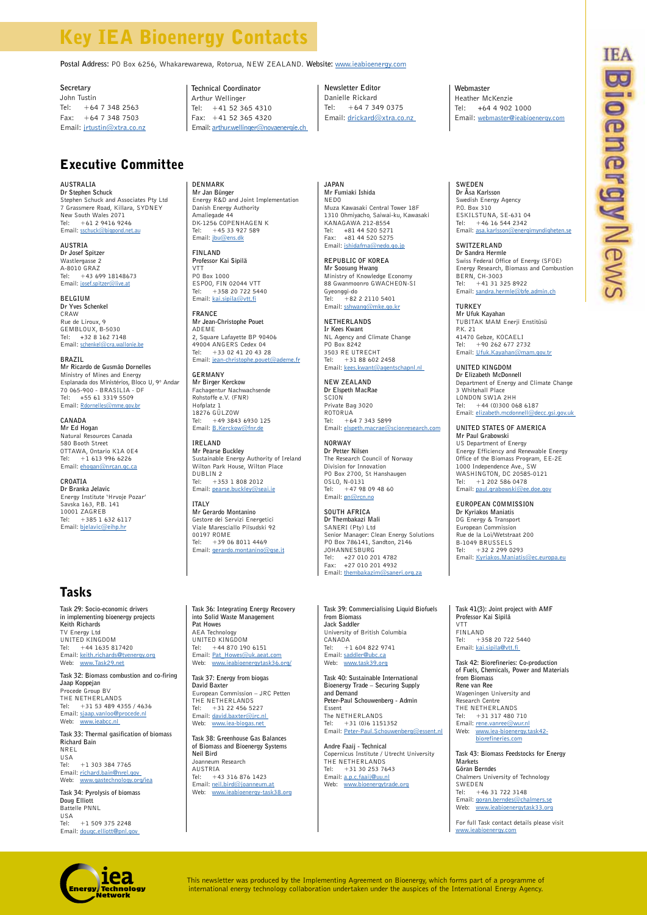# Key IEA Bioenergy Contacts

**Postal Address:** PO Box 6256, Whakarewarewa, Rotorua, NEW ZEALAND. **Website:** www.ieabioenergy.com

**Secretary**
John Tustin
Tel: +64 7 348 2563
Fax: +64 7 348 7503
Email: jrtustin@xtra.co.nz

**Technical Coordinator**
Arthur Wellinger
Tel: +41 52 365 4310
Fax: +41 52 365 4320
Email: arthur.wellinger@novaenergie.ch

**Newsletter Editor**
Danielle Rickard
Tel: +64 7 349 0375
Email: drickard@xtra.co.nz

**Webmaster**
Heather McKenzie
Tel: +64 4 902 1000
Email: webmaster@ieabioenergy.com

## Executive Committee

**AUSTRALIA**
**Dr Stephen Schuck**
Stephen Schuck and Associates Pty Ltd
7 Grassmere Road, Killara, SYDNEY
New South Wales 2071
Tel: +61 2 9416 9246
Email: sschuck@bigpond.net.au

**AUSTRIA**
**Dr Josef Spitzer**
Wastlergasse 2
A-8010 GRAZ
Tel: +43 699 18148673
Email: josef.spitzer@live.at

**BELGIUM**
**Dr Yves Schenkel**
CRAW
Rue de Liroux, 9
GEMBLOUX, B-5030
Tel: +32 8 162 7148
Email: schenkel@cra.wallonie.be

**BRAZIL**
**Mr Ricardo de Gusmão Dornelles**
Ministry of Mines and Energy
Esplanada dos Ministérios, Bloco U, 9° Andar
70 065-900 - BRASILIA - DF
Tel: +55 61 3319 5509
Email: Rdornelles@mme.gov.br

**CANADA**
**Mr Ed Hogan**
Natural Resources Canada
580 Booth Street
OTTAWA, Ontario K1A 0E4
Tel: +1 613 996 6226
Email: ehogan@nrcan.gc.ca

**CROATIA**
**Dr Branka Jelavic**
Energy Institute 'Hrvoje Pozar'
Savska 163, P.B. 141
10001 ZAGREB
Tel: +385 1 632 6117
Email: bjelavic@eihp.hr

**DENMARK**
**Mr Jan Bünger**
Energy R&D and Joint Implementation
Danish Energy Authority
Amaliegade 44
DK-1256 COPENHAGEN K
Tel: +45 33 927 589
Email: jbu@ens.dk

**FINLAND**
**Professor Kai Sipilä**
VTT
PO Box 1000
ESPOO, FIN 02044 VTT
Tel: +358 20 722 5440
Email: kai.sipila@vtt.fi

**FRANCE**
**Mr Jean-Christophe Pouet**
ADEME
2, Square Lafayette BP 90406
49004 ANGERS Cedex 04
Tel: +33 02 41 20 43 28
Email: jean-christophe.pouet@ademe.fr

**GERMANY**
**Mr Birger Kerckow**
Fachagentur Nachwachsende
Rohstoffe e.V. (FNR)
Hofplatz 1
18276 GÜLZOW
Tel: +49 3843 6930 125
Email: B.Kerckow@fnr.de

**IRELAND**
**Mr Pearse Buckley**
Sustainable Energy Authority of Ireland
Wilton Park House, Wilton Place
DUBLIN 2
Tel: +353 1 808 2012
Email: pearse.buckley@seai.ie

**ITALY**
**Mr Gerardo Montanino**
Gestore dei Servizi Energetici
Viale Maresciallo Pilsudski 92
00197 ROME
Tel: +39 06 8011 4469
Email: gerardo.montanino@gse.it

**JAPAN**
**Mr Fumiaki Ishida**
NEDO
Muza Kawasaki Central Tower 18F
1310 Ohmiyacho, Saiwai-ku, Kawasaki
KANAGAWA 212-8554
Tel: +81 44 520 5271
Fax: +81 44 520 5275
Email: ishidafma@nedo.go.jp

**REPUBLIC OF KOREA**
**Mr Soosung Hwang**
Ministry of Knowledge Economy
88 Gwanmoonro GWACHEON-SI
Gyeonggi-do
Tel: +82 2 2110 5401
Email: sshwang@mke.go.kr

**NETHERLANDS**
**Ir Kees Kwant**
NL Agency and Climate Change
PO Box 8242
3503 RE UTRECHT
Tel: +31 88 602 2458
Email: kees.kwant@agentschapnl.nl

**NEW ZEALAND**
**Dr Elspeth MacRae**
SCION
Private Bag 3020
ROTORUA
Tel: +64 7 343 5899
Email: elspeth.macrae@scionresearch.com

**NORWAY**
**Dr Petter Nilsen**
The Research Council of Norway
Division for Innovation
PO Box 2700, St Hanshaugen
OSLO, N-0131
Tel: +47 98 09 48 60
Email: pn@rcn.no

**SOUTH AFRICA**
**Dr Thembakazi Mali**
SANERI (Pty) Ltd
Senior Manager: Clean Energy Solutions
PO Box 786141, Sandton, 2146
JOHANNESBURG
Tel: +27 010 201 4782
Fax: +27 010 201 4932
Email: thembakazim@saneri.org.za

**SWEDEN**
**Dr Åsa Karlsson**
Swedish Energy Agency
P.O. Box 310
ESKILSTUNA, SE-631 04
Tel: +46 16 544 2342
Email: asa.karlsson@energimyndigheten.se

**SWITZERLAND**
**Dr Sandra Hermle**
Swiss Federal Office of Energy (SFOE)
Energy Research, Biomass and Combustion
BERN, CH-3003
Tel: +41 31 325 8922
Email: sandra.hermle@bfe.admin.ch

**TURKEY**
**Mr Ufuk Kayahan**
TUBITAK MAM Enerji Enstitüsü
P.K. 21
41470 Gebze, KOCAELI
Tel: +90 262 677 2732
Email: Ufuk.Kayahan@mam.gov.tr

**UNITED KINGDOM**
**Dr Elizabeth McDonnell**
Department of Energy and Climate Change
3 Whitehall Place
LONDON SW1A 2HH
Tel: +44 (0)300 068 6187
Email: elizabeth.mcdonnell@decc.gsi.gov.uk

**UNITED STATES OF AMERICA**
**Mr Paul Grabowski**
US Department of Energy
Energy Efficiency and Renewable Energy
Office of the Biomass Program, EE-2E
1000 Independence Ave., SW
WASHINGTON, DC 20585-0121
Tel: +1 202 586 0478
Email: paul.grabowski@ee.doe.gov

**EUROPEAN COMMISSION**
**Dr Kyriakos Maniatis**
DG Energy & Transport
European Commission
Rue de la Loi/Wetstraat 200
B-1049 BRUSSELS
Tel: +32 2 299 0293
Email: Kyriakos.Maniatis@ec.europa.eu

## Tasks

**Task 29: Socio-economic drivers in implementing bioenergy projects**
**Keith Richards**
TV Energy Ltd
UNITED KINGDOM
Tel: +44 1635 817420
Email: keith.richards@tvenergy.org
Web: www.Task29.net

**Task 32: Biomass combustion and co-firing**
**Jaap Koppejan**
Procede Group BV
THE NETHERLANDS
Tel: +31 53 489 4355 / 4636
Email: sjaap.vanloo@procede.nl
Web: www.ieabcc.nl

**Task 33: Thermal gasification of biomass**
**Richard Bain**
NREL
USA
Tel: +1 303 384 7765
Email: richard.bain@nrel.gov
Web: www.gastechnology.org/iea

**Task 34: Pyrolysis of biomass**
**Doug Elliott**
Battelle PNNL
USA
Tel: +1 509 375 2248
Email: dougc.elliott@pnl.gov

**Task 36: Integrating Energy Recovery into Solid Waste Management**
**Pat Howes**
AEA Technology
UNITED KINGDOM
Tel: +44 870 190 6151
Email: Pat_Howes@uk.aeat.com
Web: www.ieabioenergytask36.org/

**Task 37: Energy from biogas**
**David Baxter**
European Commission – JRC Petten
THE NETHERLANDS
Tel: +31 22 456 5227
Email: david.baxter@jrc.nl
Web: www.iea-biogas.net

**Task 38: Greenhouse Gas Balances of Biomass and Bioenergy Systems**
**Neil Bird**
Joanneum Research
AUSTRIA
Tel: +43 316 876 1423
Email: neil.bird@joanneum.at
Web: www.ieabioenergy-task38.org

**Task 39: Commercialising Liquid Biofuels from Biomass**
**Jack Saddler**
University of British Columbia
CANADA
Tel: +1 604 822 9741
Email: saddler@ubc.ca
Web: www.task39.org

**Task 40: Sustainable International Bioenergy Trade – Securing Supply and Demand**
**Peter-Paul Schouwenberg - Admin**
Essent
The NETHERLANDS
Tel: +31 (0)6 1151352
Email: Peter-Paul.Schouwenberg@essent.nl

**Andre Faaij - Technical**
Copernicus Institute / Utrecht University
THE NETHERLANDS
Tel: +31 30 253 7643
Email: a.p.c.faaij@uu.nl
Web: www.bioenergytrade.org

**Task 41(3): Joint project with AMF**
**Professor Kai Sipilä**
VTT
FINLAND
Tel: +358 20 722 5440
Email: kai.sipila@vtt.fi

**Task 42: Biorefineries: Co-production of Fuels, Chemicals, Power and Materials from Biomass**
**Rene van Ree**
Wageningen University and Research Centre
THE NETHERLANDS
Tel: +31 317 480 710
Email: rene.vanree@wur.nl
Web: www.iea-bioenergy.task42-biorefineries.com

**Task 43: Biomass Feedstocks for Energy Markets**
**Göran Berndes**
Chalmers University of Technology
SWEDEN
Tel: +46 31 722 3148
Email: goran.berndes@chalmers.se
Web: www.ieabioenergytask33.org

For full Task contact details please visit www.ieabioenergy.com

This newsletter was produced by the Implementing Agreement on Bioenergy, which forms part of a programme of international energy technology collaboration undertaken under the auspices of the International Energy Agency.